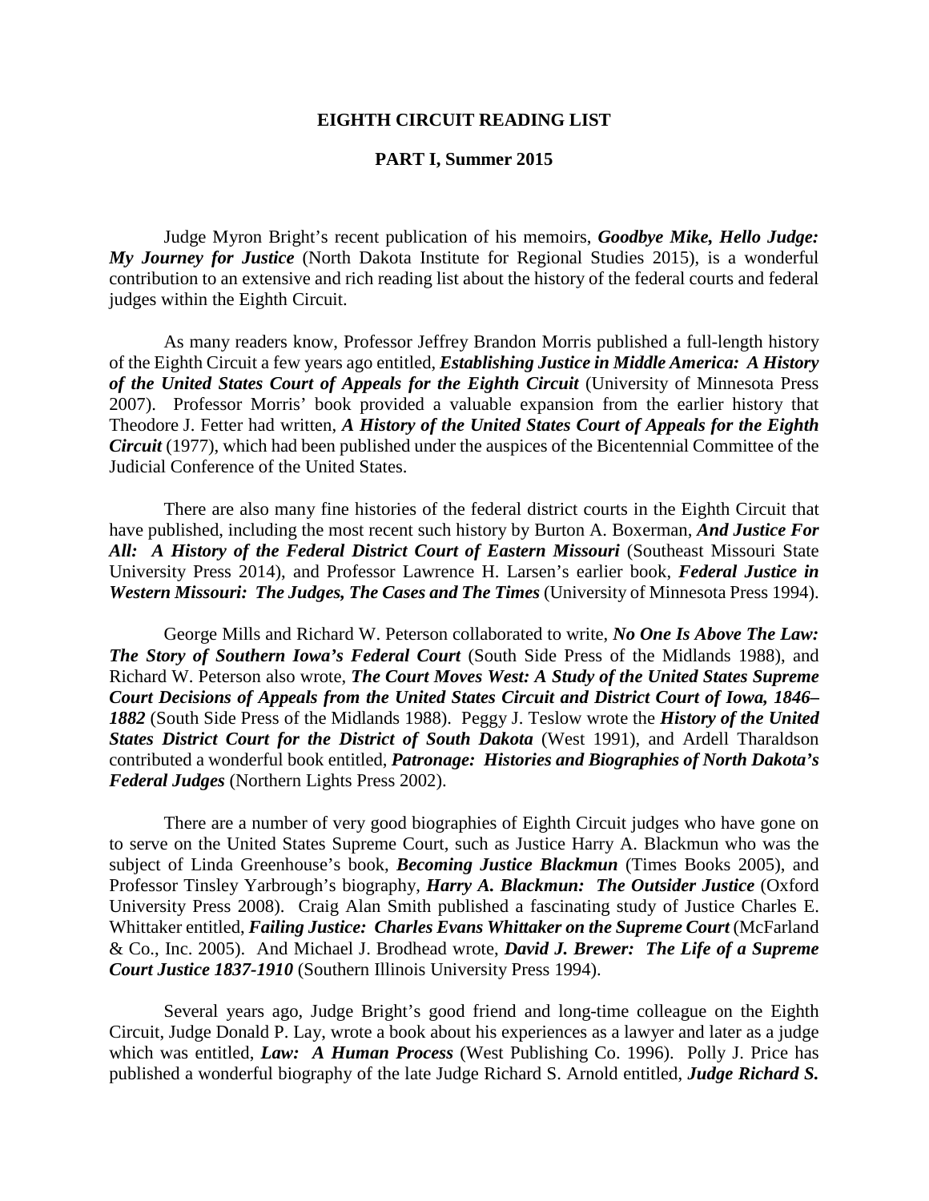**EIGHTH CIRCUIT READING LIST**

**PART I, Summer 2015**

Judge Myron Bright's recent publication of his memoirs, ***Goodbye Mike, Hello Judge: My Journey for Justice*** (North Dakota Institute for Regional Studies 2015), is a wonderful contribution to an extensive and rich reading list about the history of the federal courts and federal judges within the Eighth Circuit.

As many readers know, Professor Jeffrey Brandon Morris published a full-length history of the Eighth Circuit a few years ago entitled, ***Establishing Justice in Middle America: A History of the United States Court of Appeals for the Eighth Circuit*** (University of Minnesota Press 2007). Professor Morris' book provided a valuable expansion from the earlier history that Theodore J. Fetter had written, ***A History of the United States Court of Appeals for the Eighth Circuit*** (1977), which had been published under the auspices of the Bicentennial Committee of the Judicial Conference of the United States.

There are also many fine histories of the federal district courts in the Eighth Circuit that have published, including the most recent such history by Burton A. Boxerman, ***And Justice For All: A History of the Federal District Court of Eastern Missouri*** (Southeast Missouri State University Press 2014), and Professor Lawrence H. Larsen's earlier book, ***Federal Justice in Western Missouri: The Judges, The Cases and The Times*** (University of Minnesota Press 1994).

George Mills and Richard W. Peterson collaborated to write, ***No One Is Above The Law: The Story of Southern Iowa's Federal Court*** (South Side Press of the Midlands 1988), and Richard W. Peterson also wrote, ***The Court Moves West: A Study of the United States Supreme Court Decisions of Appeals from the United States Circuit and District Court of Iowa, 1846–1882*** (South Side Press of the Midlands 1988). Peggy J. Teslow wrote the ***History of the United States District Court for the District of South Dakota*** (West 1991), and Ardell Tharaldson contributed a wonderful book entitled, ***Patronage: Histories and Biographies of North Dakota's Federal Judges*** (Northern Lights Press 2002).

There are a number of very good biographies of Eighth Circuit judges who have gone on to serve on the United States Supreme Court, such as Justice Harry A. Blackmun who was the subject of Linda Greenhouse's book, ***Becoming Justice Blackmun*** (Times Books 2005), and Professor Tinsley Yarbrough's biography, ***Harry A. Blackmun: The Outsider Justice*** (Oxford University Press 2008). Craig Alan Smith published a fascinating study of Justice Charles E. Whittaker entitled, ***Failing Justice: Charles Evans Whittaker on the Supreme Court*** (McFarland & Co., Inc. 2005). And Michael J. Brodhead wrote, ***David J. Brewer: The Life of a Supreme Court Justice 1837-1910*** (Southern Illinois University Press 1994).

Several years ago, Judge Bright's good friend and long-time colleague on the Eighth Circuit, Judge Donald P. Lay, wrote a book about his experiences as a lawyer and later as a judge which was entitled, ***Law: A Human Process*** (West Publishing Co. 1996). Polly J. Price has published a wonderful biography of the late Judge Richard S. Arnold entitled, ***Judge Richard S.***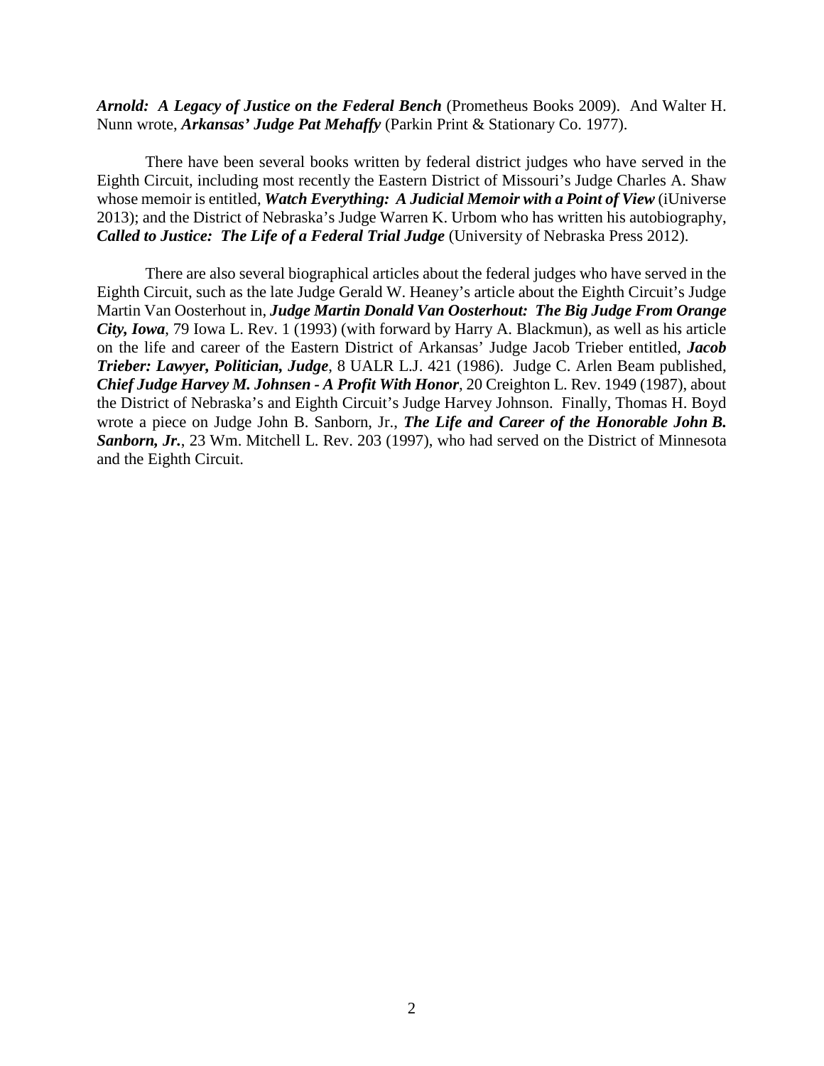***Arnold: A Legacy of Justice on the Federal Bench*** (Prometheus Books 2009). And Walter H. Nunn wrote, ***Arkansas' Judge Pat Mehaffy*** (Parkin Print & Stationary Co. 1977).

There have been several books written by federal district judges who have served in the Eighth Circuit, including most recently the Eastern District of Missouri's Judge Charles A. Shaw whose memoir is entitled, ***Watch Everything: A Judicial Memoir with a Point of View*** (iUniverse 2013); and the District of Nebraska's Judge Warren K. Urbom who has written his autobiography, ***Called to Justice: The Life of a Federal Trial Judge*** (University of Nebraska Press 2012).

There are also several biographical articles about the federal judges who have served in the Eighth Circuit, such as the late Judge Gerald W. Heaney's article about the Eighth Circuit's Judge Martin Van Oosterhout in, ***Judge Martin Donald Van Oosterhout: The Big Judge From Orange City, Iowa***, 79 Iowa L. Rev. 1 (1993) (with forward by Harry A. Blackmun), as well as his article on the life and career of the Eastern District of Arkansas' Judge Jacob Trieber entitled, ***Jacob Trieber: Lawyer, Politician, Judge***, 8 UALR L.J. 421 (1986). Judge C. Arlen Beam published, ***Chief Judge Harvey M. Johnsen - A Profit With Honor***, 20 Creighton L. Rev. 1949 (1987), about the District of Nebraska's and Eighth Circuit's Judge Harvey Johnson. Finally, Thomas H. Boyd wrote a piece on Judge John B. Sanborn, Jr., ***The Life and Career of the Honorable John B. Sanborn, Jr.***, 23 Wm. Mitchell L. Rev. 203 (1997), who had served on the District of Minnesota and the Eighth Circuit.